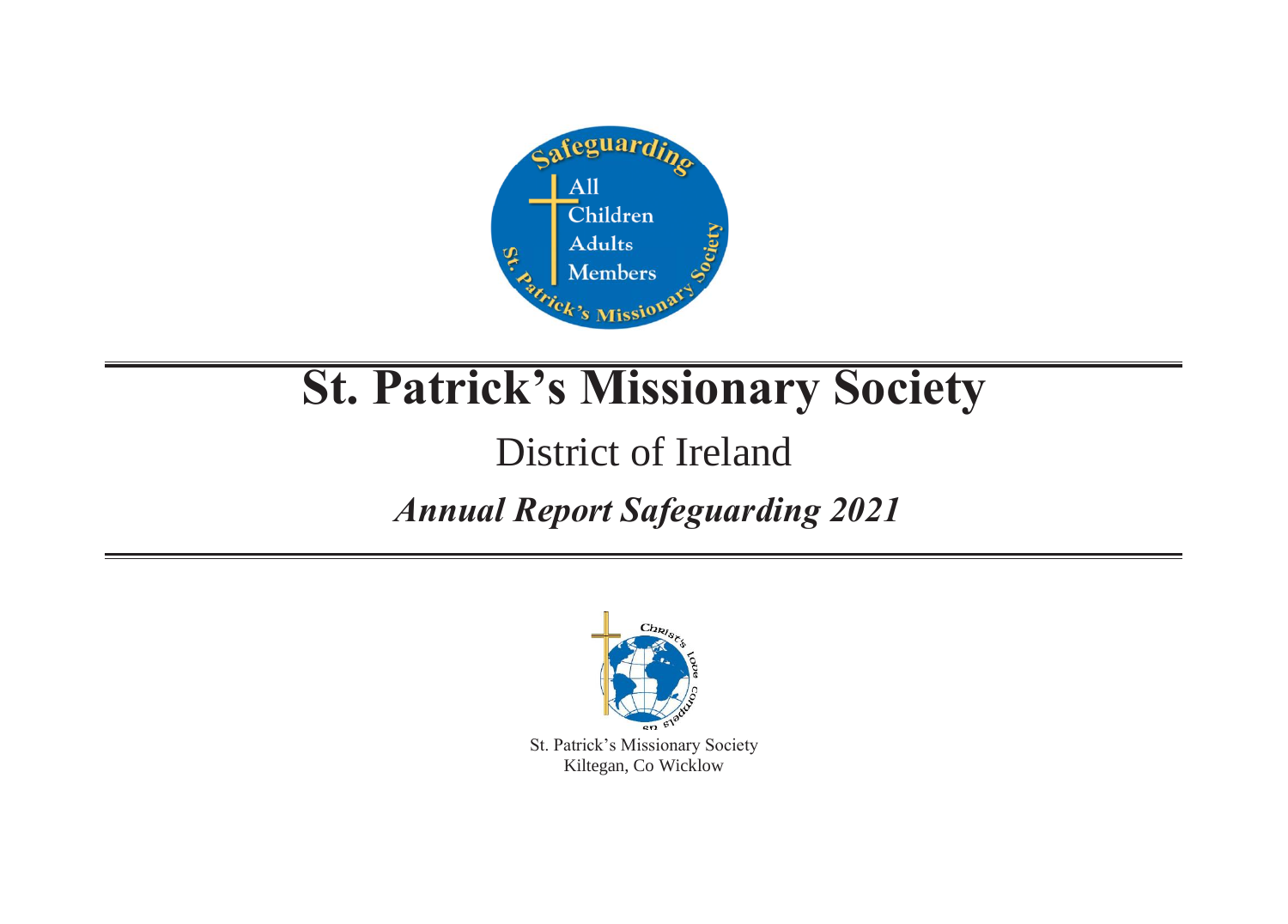# St. Patrick's Missionary Society

## District of Ireland

### *Annual Report Safeguarding 2021*

St. Patrick's Missionary Society
Kiltegan, Co Wicklow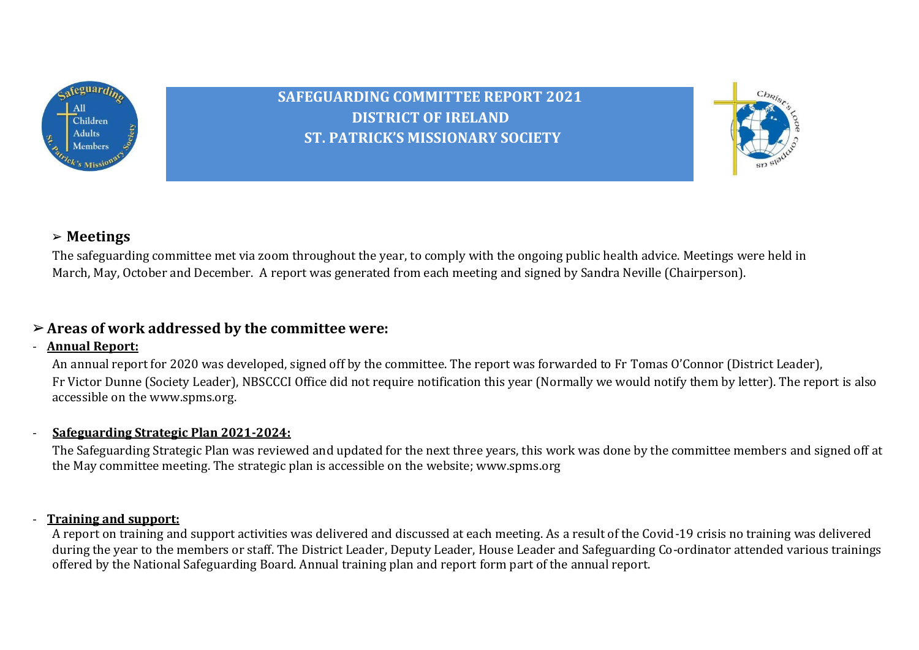# SAFEGUARDING COMMITTEE REPORT 2021
# DISTRICT OF IRELAND
# ST. PATRICK'S MISSIONARY SOCIETY

## ➢ Meetings

The safeguarding committee met via zoom throughout the year, to comply with the ongoing public health advice. Meetings were held in March, May, October and December. A report was generated from each meeting and signed by Sandra Neville (Chairperson).

## ➢ Areas of work addressed by the committee were:

- **Annual Report:**

  An annual report for 2020 was developed, signed off by the committee. The report was forwarded to Fr Tomas O'Connor (District Leader), Fr Victor Dunne (Society Leader), NBSCCCI Office did not require notification this year (Normally we would notify them by letter). The report is also accessible on the www.spms.org.

- **Safeguarding Strategic Plan 2021-2024:**

  The Safeguarding Strategic Plan was reviewed and updated for the next three years, this work was done by the committee members and signed off at the May committee meeting. The strategic plan is accessible on the website; www.spms.org

- **Training and support:**

  A report on training and support activities was delivered and discussed at each meeting. As a result of the Covid-19 crisis no training was delivered during the year to the members or staff. The District Leader, Deputy Leader, House Leader and Safeguarding Co-ordinator attended various trainings offered by the National Safeguarding Board. Annual training plan and report form part of the annual report.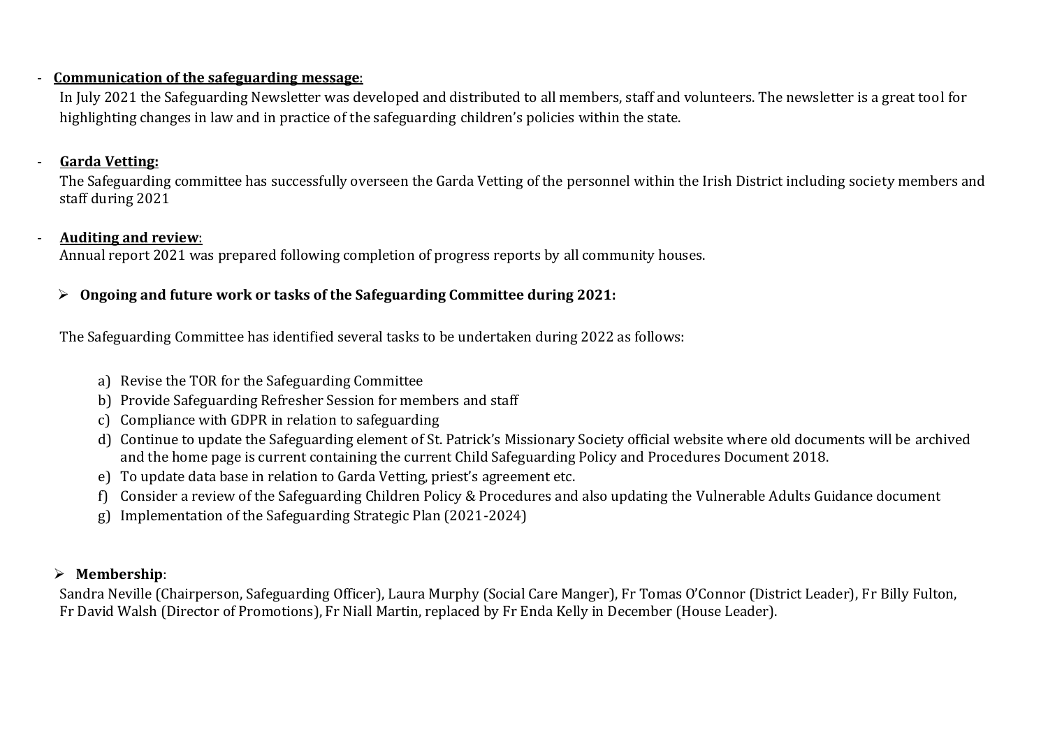- **<u>Communication of the safeguarding message</u>**:

  In July 2021 the Safeguarding Newsletter was developed and distributed to all members, staff and volunteers. The newsletter is a great tool for highlighting changes in law and in practice of the safeguarding children's policies within the state.

- **<u>Garda Vetting:</u>**

  The Safeguarding committee has successfully overseen the Garda Vetting of the personnel within the Irish District including society members and staff during 2021

- **<u>Auditing and review</u>**:

  Annual report 2021 was prepared following completion of progress reports by all community houses.

➢ **Ongoing and future work or tasks of the Safeguarding Committee during 2021:**

The Safeguarding Committee has identified several tasks to be undertaken during 2022 as follows:

a) Revise the TOR for the Safeguarding Committee
b) Provide Safeguarding Refresher Session for members and staff
c) Compliance with GDPR in relation to safeguarding
d) Continue to update the Safeguarding element of St. Patrick's Missionary Society official website where old documents will be archived and the home page is current containing the current Child Safeguarding Policy and Procedures Document 2018.
e) To update data base in relation to Garda Vetting, priest's agreement etc.
f) Consider a review of the Safeguarding Children Policy & Procedures and also updating the Vulnerable Adults Guidance document
g) Implementation of the Safeguarding Strategic Plan (2021-2024)

➢ **Membership**:

Sandra Neville (Chairperson, Safeguarding Officer), Laura Murphy (Social Care Manger), Fr Tomas O'Connor (District Leader), Fr Billy Fulton, Fr David Walsh (Director of Promotions), Fr Niall Martin, replaced by Fr Enda Kelly in December (House Leader).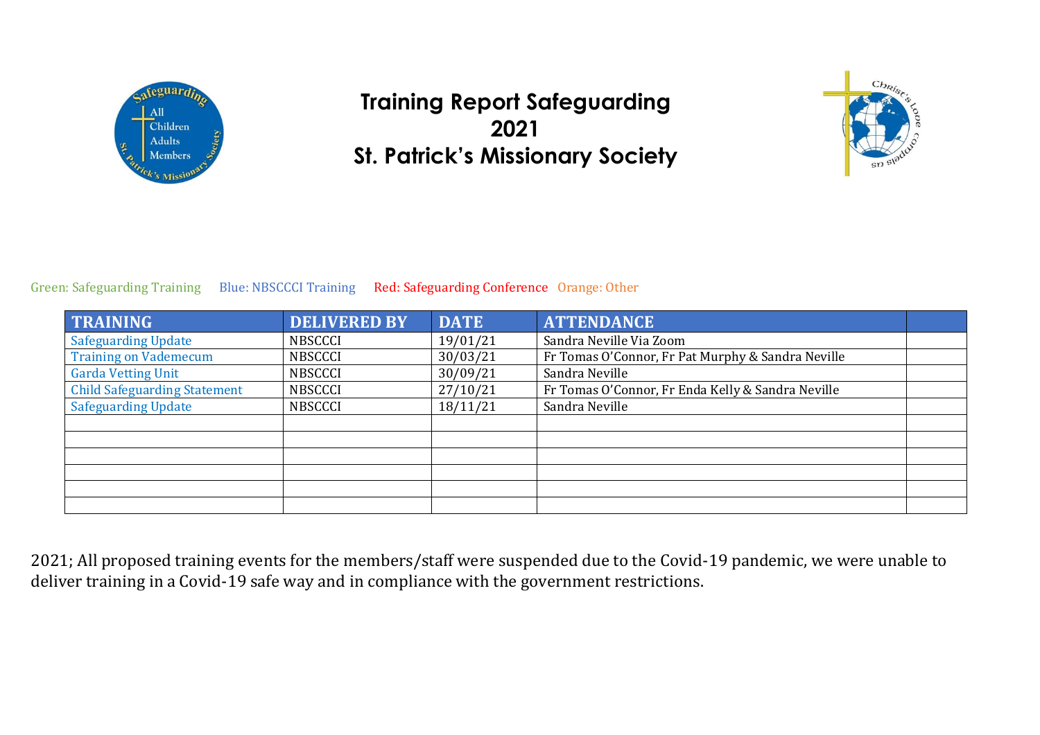# Training Report Safeguarding
# 2021
# St. Patrick's Missionary Society

Green: Safeguarding Training   Blue: NBSCCCI Training   Red: Safeguarding Conference   Orange: Other

| TRAINING | DELIVERED BY | DATE | ATTENDANCE | |
|---|---|---|---|---|
| Safeguarding Update | NBSCCCI | 19/01/21 | Sandra Neville Via Zoom | |
| Training on Vademecum | NBSCCCI | 30/03/21 | Fr Tomas O'Connor, Fr Pat Murphy & Sandra Neville | |
| Garda Vetting Unit | NBSCCCI | 30/09/21 | Sandra Neville | |
| Child Safeguarding Statement | NBSCCCI | 27/10/21 | Fr Tomas O'Connor, Fr Enda Kelly & Sandra Neville | |
| Safeguarding Update | NBSCCCI | 18/11/21 | Sandra Neville | |
| | | | | |
| | | | | |
| | | | | |
| | | | | |
| | | | | |
| | | | | |

2021; All proposed training events for the members/staff were suspended due to the Covid-19 pandemic, we were unable to deliver training in a Covid-19 safe way and in compliance with the government restrictions.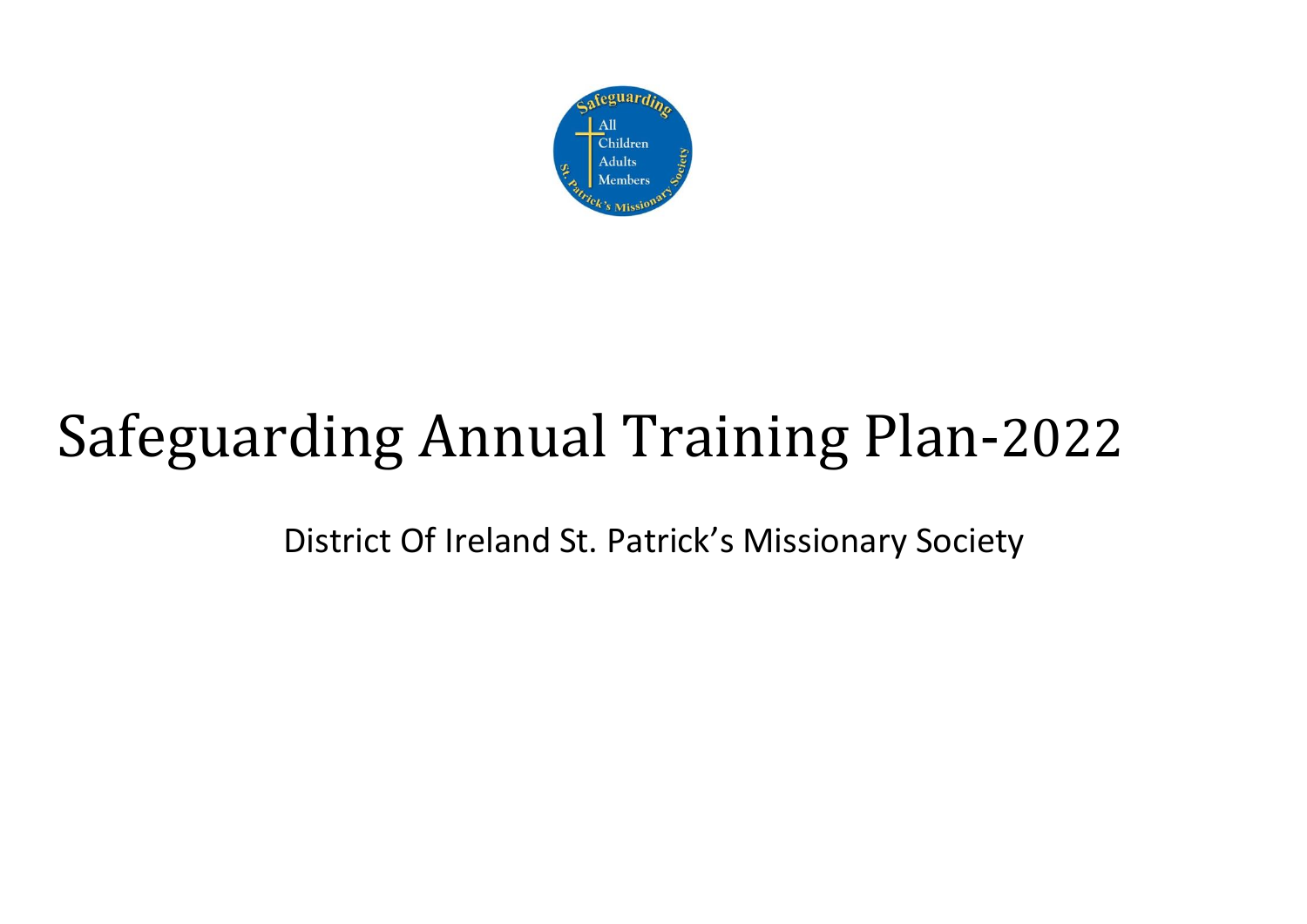# Safeguarding Annual Training Plan-2022

District Of Ireland St. Patrick's Missionary Society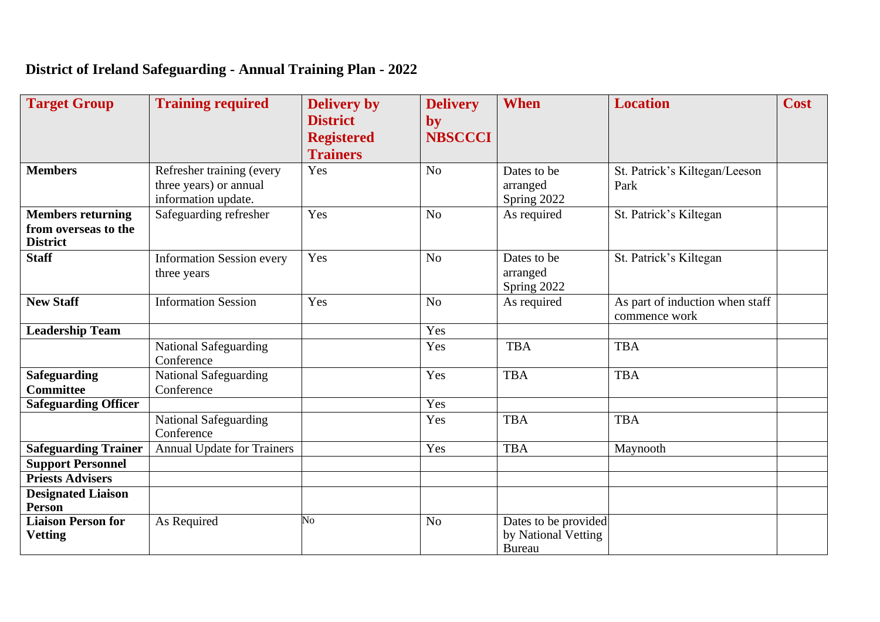# District of Ireland Safeguarding - Annual Training Plan - 2022

| Target Group | Training required | Delivery by District Registered Trainers | Delivery by NBSCCCI | When | Location | Cost |
|---|---|---|---|---|---|---|
| **Members** | Refresher training (every three years) or annual information update. | Yes | No | Dates to be arranged Spring 2022 | St. Patrick's Kiltegan/Leeson Park | |
| **Members returning from overseas to the District** | Safeguarding refresher | Yes | No | As required | St. Patrick's Kiltegan | |
| **Staff** | Information Session every three years | Yes | No | Dates to be arranged Spring 2022 | St. Patrick's Kiltegan | |
| **New Staff** | Information Session | Yes | No | As required | As part of induction when staff commence work | |
| **Leadership Team** | | | Yes | | | |
| | National Safeguarding Conference | | Yes | TBA | TBA | |
| **Safeguarding Committee** | National Safeguarding Conference | | Yes | TBA | TBA | |
| **Safeguarding Officer** | | | Yes | | | |
| | National Safeguarding Conference | | Yes | TBA | TBA | |
| **Safeguarding Trainer** | Annual Update for Trainers | | Yes | TBA | Maynooth | |
| **Support Personnel** | | | | | | |
| **Priests Advisers** | | | | | | |
| **Designated Liaison Person** | | | | | | |
| **Liaison Person for Vetting** | As Required | No | No | Dates to be provided by National Vetting Bureau | | |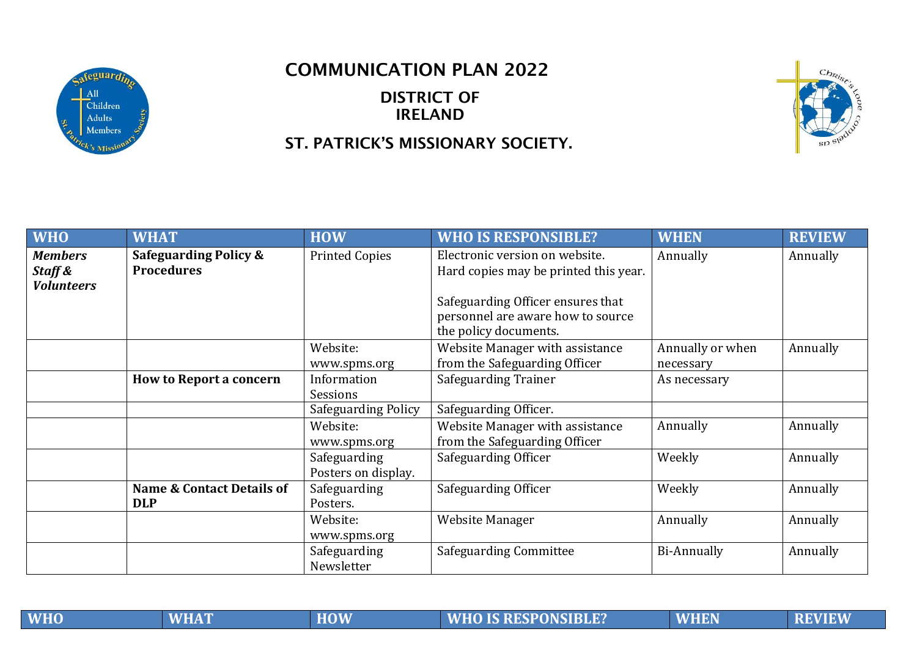# COMMUNICATION PLAN 2022

## DISTRICT OF IRELAND

## ST. PATRICK'S MISSIONARY SOCIETY.

| WHO | WHAT | HOW | WHO IS RESPONSIBLE? | WHEN | REVIEW |
|---|---|---|---|---|---|
| ***Members Staff & Volunteers*** | **Safeguarding Policy & Procedures** | Printed Copies | Electronic version on website. Hard copies may be printed this year.<br><br>Safeguarding Officer ensures that personnel are aware how to source the policy documents. | Annually | Annually |
| | | Website: www.spms.org | Website Manager with assistance from the Safeguarding Officer | Annually or when necessary | Annually |
| | **How to Report a concern** | Information Sessions | Safeguarding Trainer | As necessary | |
| | | Safeguarding Policy | Safeguarding Officer. | | |
| | | Website: www.spms.org | Website Manager with assistance from the Safeguarding Officer | Annually | Annually |
| | | Safeguarding Posters on display. | Safeguarding Officer | Weekly | Annually |
| | **Name & Contact Details of DLP** | Safeguarding Posters. | Safeguarding Officer | Weekly | Annually |
| | | Website: www.spms.org | Website Manager | Annually | Annually |
| | | Safeguarding Newsletter | Safeguarding Committee | Bi-Annually | Annually |

| WHO | WHAT | HOW | WHO IS RESPONSIBLE? | WHEN | REVIEW |
|---|---|---|---|---|---|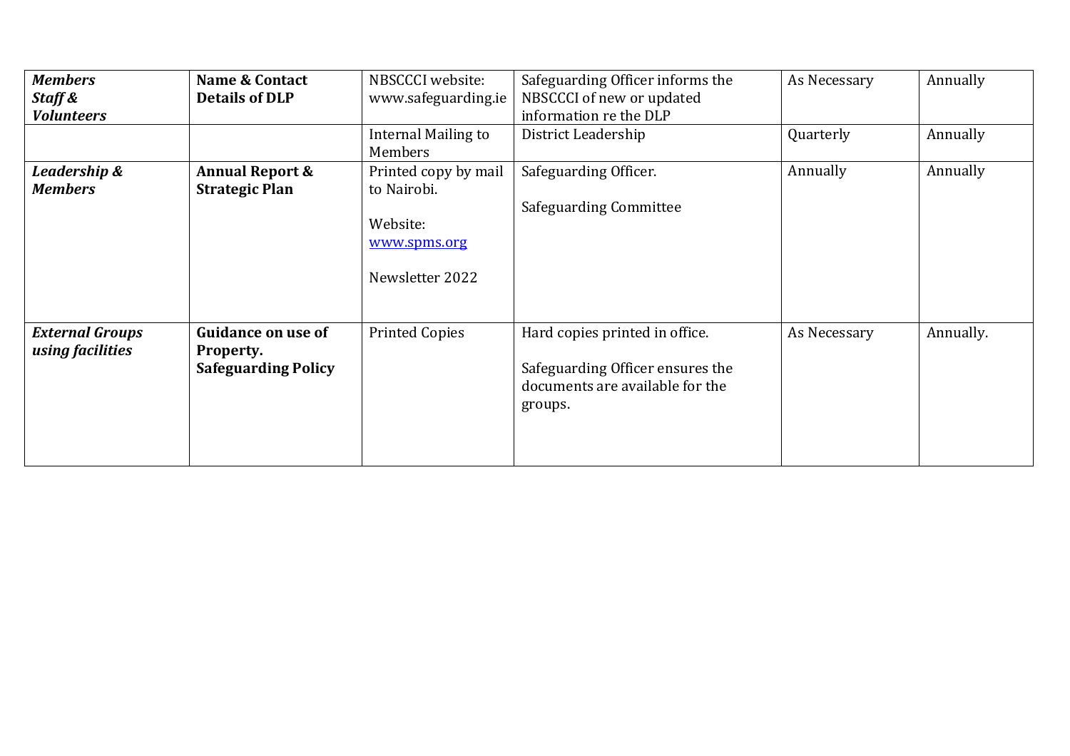| | | | | | |
|---|---|---|---|---|---|
| ***Members Staff & Volunteers*** | **Name & Contact Details of DLP** | NBSCCCI website: www.safeguarding.ie | Safeguarding Officer informs the NBSCCCI of new or updated information re the DLP | As Necessary | Annually |
| | | Internal Mailing to Members | District Leadership | Quarterly | Annually |
| ***Leadership & Members*** | **Annual Report & Strategic Plan** | Printed copy by mail to Nairobi.<br><br>Website: [www.spms.org](www.spms.org)<br><br>Newsletter 2022 | Safeguarding Officer.<br><br>Safeguarding Committee | Annually | Annually |
| ***External Groups using facilities*** | **Guidance on use of Property. Safeguarding Policy** | Printed Copies | Hard copies printed in office.<br><br>Safeguarding Officer ensures the documents are available for the groups. | As Necessary | Annually. |